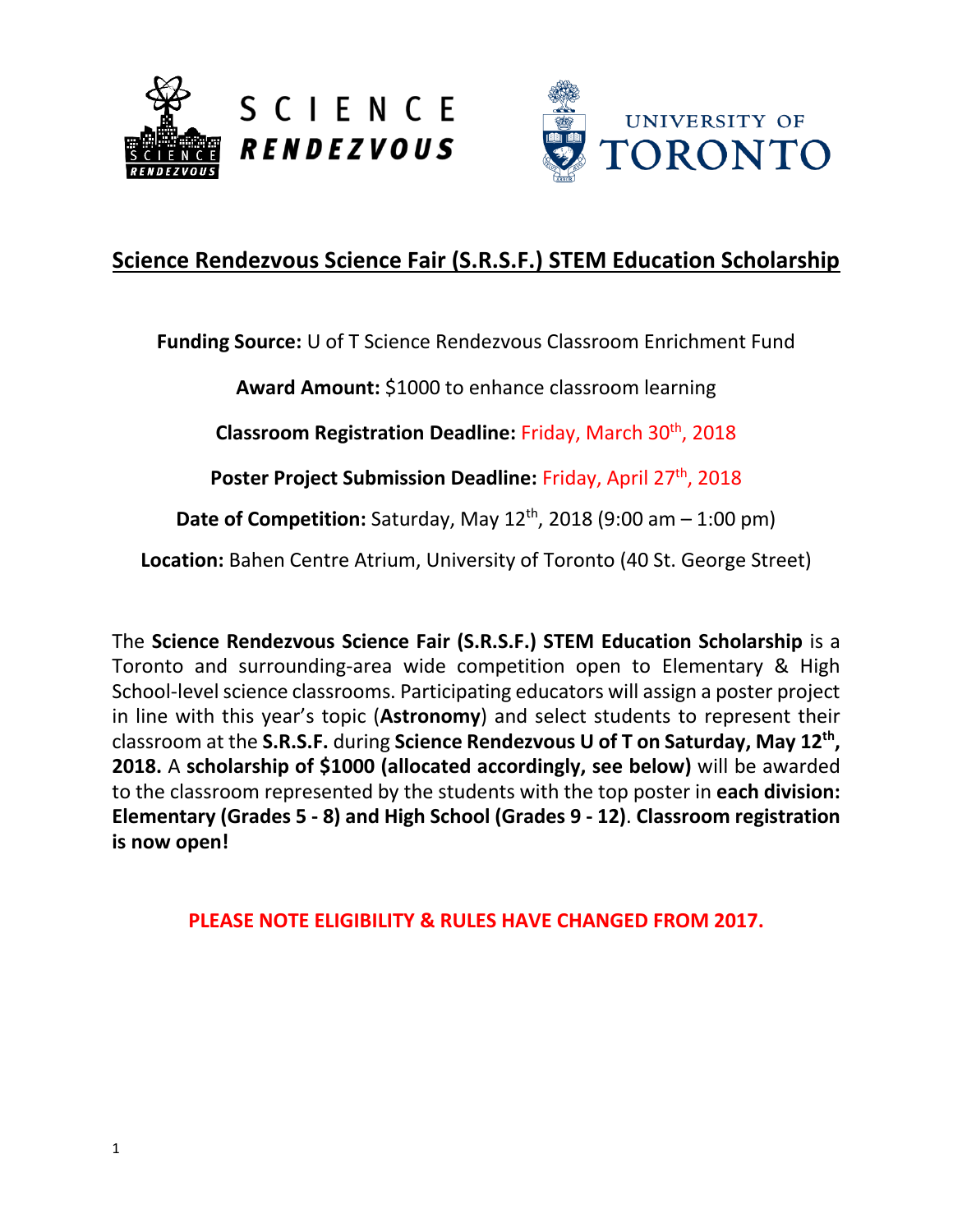SCIENCE RENDEZVOUS

UNIVERSITY OF TORONTO

# Science Rendezvous Science Fair (S.R.S.F.) STEM Education Scholarship

**Funding Source:** U of T Science Rendezvous Classroom Enrichment Fund

**Award Amount:** $1000 to enhance classroom learning

**Classroom Registration Deadline:** Friday, March 30th, 2018

**Poster Project Submission Deadline:** Friday, April 27th, 2018

**Date of Competition:** Saturday, May 12th, 2018 (9:00 am – 1:00 pm)

**Location:** Bahen Centre Atrium, University of Toronto (40 St. George Street)

The **Science Rendezvous Science Fair (S.R.S.F.) STEM Education Scholarship** is a Toronto and surrounding-area wide competition open to Elementary & High School-level science classrooms. Participating educators will assign a poster project in line with this year's topic (**Astronomy**) and select students to represent their classroom at the **S.R.S.F.** during **Science Rendezvous U of T on Saturday, May 12th, 2018.** A **scholarship of $1000 (allocated accordingly, see below)** will be awarded to the classroom represented by the students with the top poster in **each division: Elementary (Grades 5 - 8) and High School (Grades 9 - 12)**. **Classroom registration is now open!**

**PLEASE NOTE ELIGIBILITY & RULES HAVE CHANGED FROM 2017.**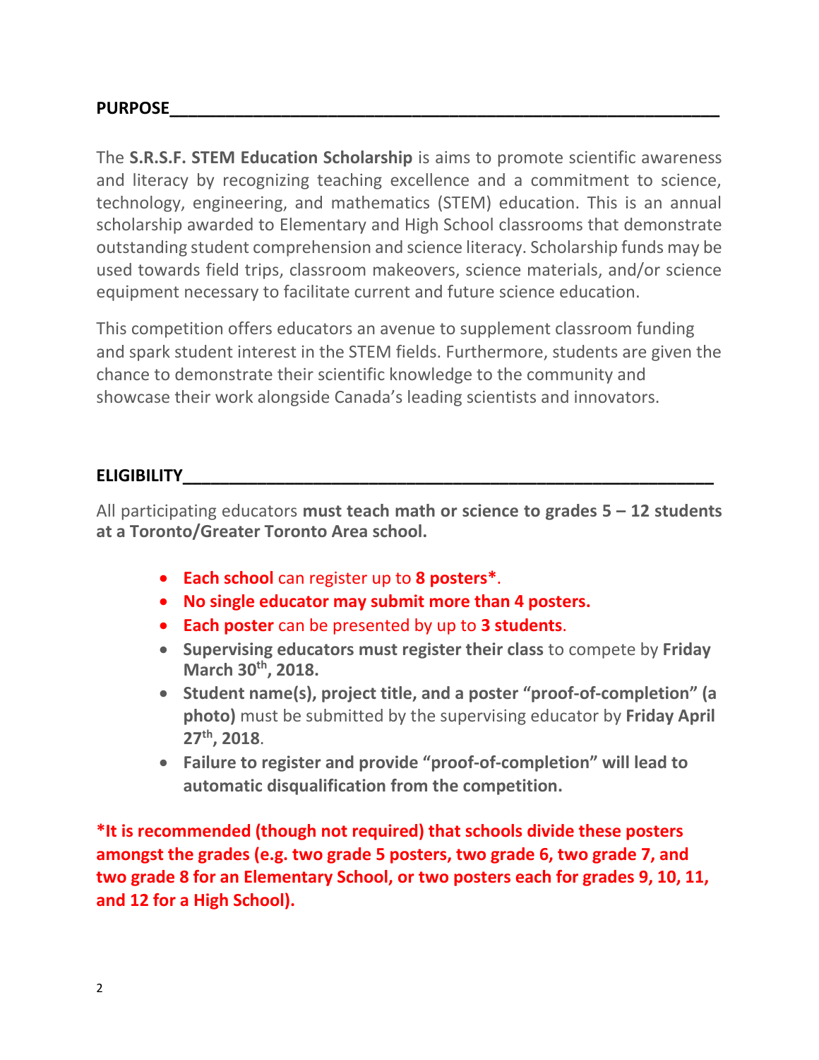## PURPOSE

The **S.R.S.F. STEM Education Scholarship** is aims to promote scientific awareness and literacy by recognizing teaching excellence and a commitment to science, technology, engineering, and mathematics (STEM) education. This is an annual scholarship awarded to Elementary and High School classrooms that demonstrate outstanding student comprehension and science literacy. Scholarship funds may be used towards field trips, classroom makeovers, science materials, and/or science equipment necessary to facilitate current and future science education.

This competition offers educators an avenue to supplement classroom funding and spark student interest in the STEM fields. Furthermore, students are given the chance to demonstrate their scientific knowledge to the community and showcase their work alongside Canada's leading scientists and innovators.

## ELIGIBILITY

All participating educators **must teach math or science to grades 5 – 12 students at a Toronto/Greater Toronto Area school.**

- **Each school** can register up to **8 posters***.
- **No single educator may submit more than 4 posters.**
- **Each poster** can be presented by up to **3 students**.
- **Supervising educators must register their class** to compete by **Friday March 30th, 2018.**
- **Student name(s), project title, and a poster "proof-of-completion" (a photo)** must be submitted by the supervising educator by **Friday April 27th, 2018**.
- **Failure to register and provide "proof-of-completion" will lead to automatic disqualification from the competition.**

**\*It is recommended (though not required) that schools divide these posters amongst the grades (e.g. two grade 5 posters, two grade 6, two grade 7, and two grade 8 for an Elementary School, or two posters each for grades 9, 10, 11, and 12 for a High School).**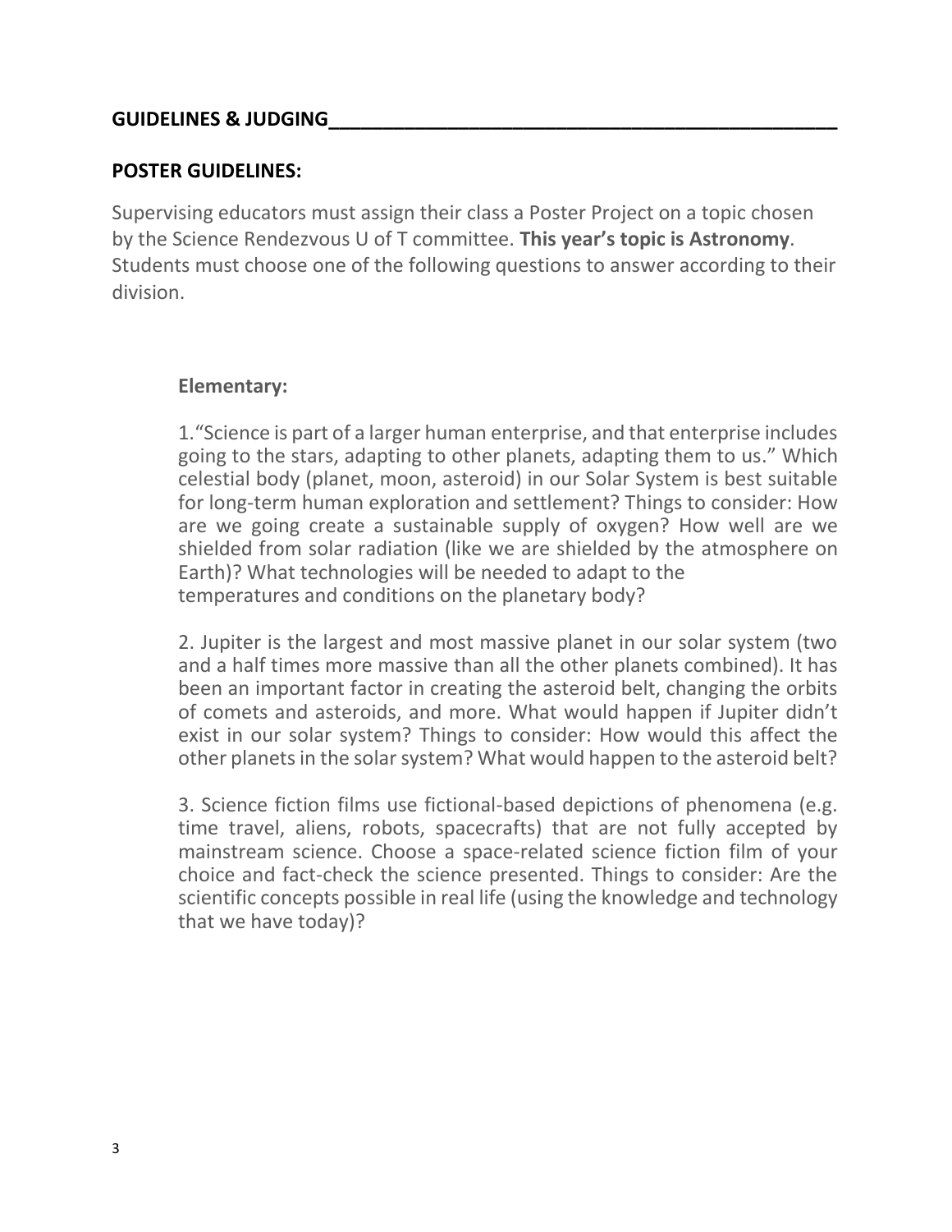## GUIDELINES & JUDGING

### POSTER GUIDELINES:

Supervising educators must assign their class a Poster Project on a topic chosen by the Science Rendezvous U of T committee. **This year's topic is Astronomy**. Students must choose one of the following questions to answer according to their division.

**Elementary:**

1. "Science is part of a larger human enterprise, and that enterprise includes going to the stars, adapting to other planets, adapting them to us." Which celestial body (planet, moon, asteroid) in our Solar System is best suitable for long-term human exploration and settlement? Things to consider: How are we going create a sustainable supply of oxygen? How well are we shielded from solar radiation (like we are shielded by the atmosphere on Earth)? What technologies will be needed to adapt to the temperatures and conditions on the planetary body?

2. Jupiter is the largest and most massive planet in our solar system (two and a half times more massive than all the other planets combined). It has been an important factor in creating the asteroid belt, changing the orbits of comets and asteroids, and more. What would happen if Jupiter didn't exist in our solar system? Things to consider: How would this affect the other planets in the solar system? What would happen to the asteroid belt?

3. Science fiction films use fictional-based depictions of phenomena (e.g. time travel, aliens, robots, spacecrafts) that are not fully accepted by mainstream science. Choose a space-related science fiction film of your choice and fact-check the science presented. Things to consider: Are the scientific concepts possible in real life (using the knowledge and technology that we have today)?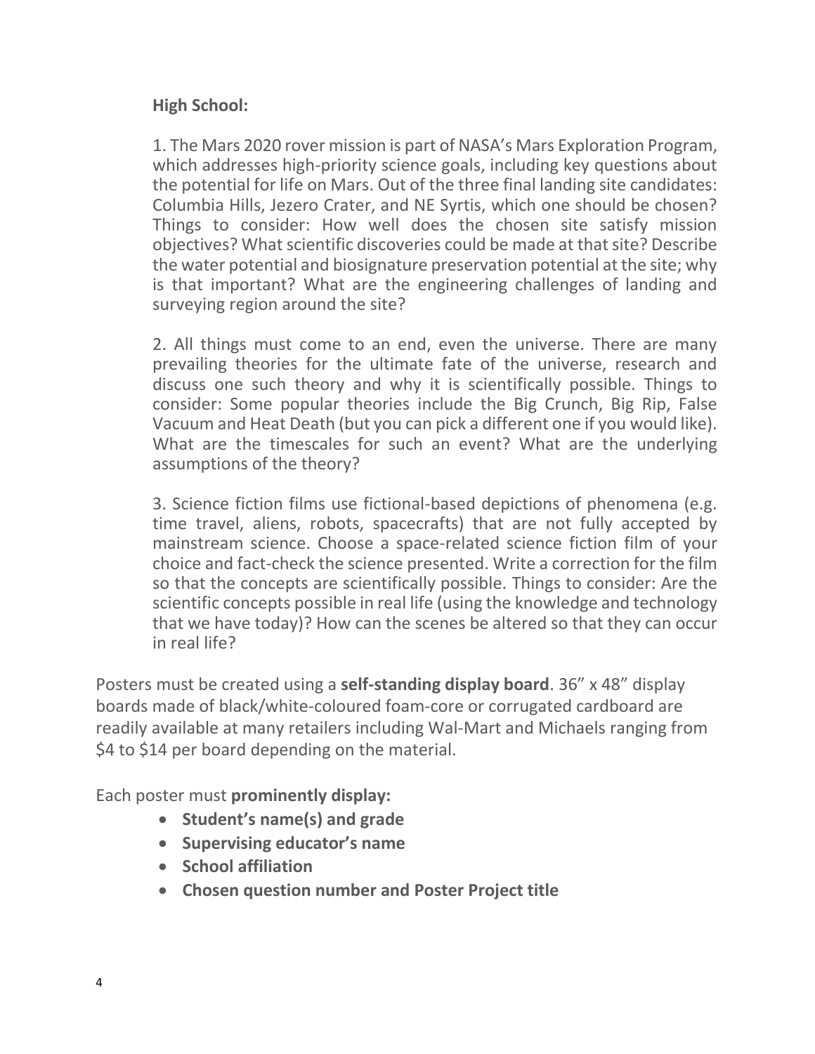**High School:**

1. The Mars 2020 rover mission is part of NASA's Mars Exploration Program, which addresses high-priority science goals, including key questions about the potential for life on Mars. Out of the three final landing site candidates: Columbia Hills, Jezero Crater, and NE Syrtis, which one should be chosen? Things to consider: How well does the chosen site satisfy mission objectives? What scientific discoveries could be made at that site? Describe the water potential and biosignature preservation potential at the site; why is that important? What are the engineering challenges of landing and surveying region around the site?

2. All things must come to an end, even the universe. There are many prevailing theories for the ultimate fate of the universe, research and discuss one such theory and why it is scientifically possible. Things to consider: Some popular theories include the Big Crunch, Big Rip, False Vacuum and Heat Death (but you can pick a different one if you would like). What are the timescales for such an event? What are the underlying assumptions of the theory?

3. Science fiction films use fictional-based depictions of phenomena (e.g. time travel, aliens, robots, spacecrafts) that are not fully accepted by mainstream science. Choose a space-related science fiction film of your choice and fact-check the science presented. Write a correction for the film so that the concepts are scientifically possible. Things to consider: Are the scientific concepts possible in real life (using the knowledge and technology that we have today)? How can the scenes be altered so that they can occur in real life?

Posters must be created using a **self-standing display board**. 36" x 48" display boards made of black/white-coloured foam-core or corrugated cardboard are readily available at many retailers including Wal-Mart and Michaels ranging from $4 to $14 per board depending on the material.

Each poster must **prominently display:**

- **Student's name(s) and grade**
- **Supervising educator's name**
- **School affiliation**
- **Chosen question number and Poster Project title**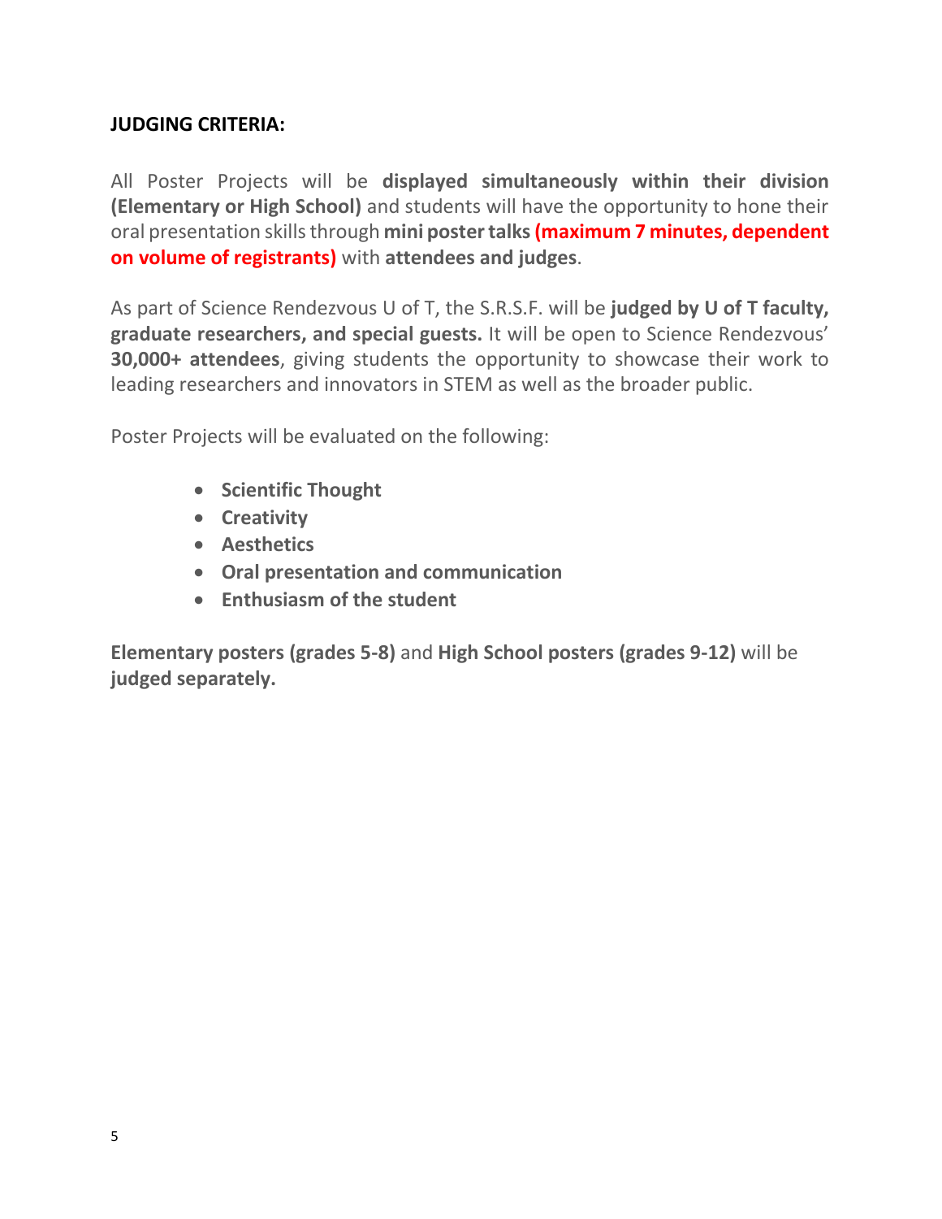## JUDGING CRITERIA:

All Poster Projects will be **displayed simultaneously within their division (Elementary or High School)** and students will have the opportunity to hone their oral presentation skills through **mini poster talks (maximum 7 minutes, dependent on volume of registrants)** with **attendees and judges**.

As part of Science Rendezvous U of T, the S.R.S.F. will be **judged by U of T faculty, graduate researchers, and special guests.** It will be open to Science Rendezvous' **30,000+ attendees**, giving students the opportunity to showcase their work to leading researchers and innovators in STEM as well as the broader public.

Poster Projects will be evaluated on the following:

- **Scientific Thought**
- **Creativity**
- **Aesthetics**
- **Oral presentation and communication**
- **Enthusiasm of the student**

**Elementary posters (grades 5-8)** and **High School posters (grades 9-12)** will be **judged separately.**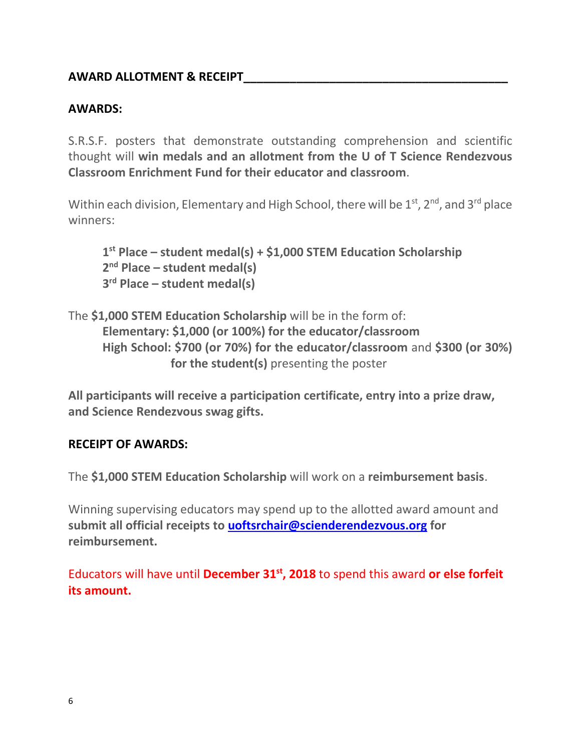## AWARD ALLOTMENT & RECEIPT

### AWARDS:

S.R.S.F. posters that demonstrate outstanding comprehension and scientific thought will **win medals and an allotment from the U of T Science Rendezvous Classroom Enrichment Fund for their educator and classroom**.

Within each division, Elementary and High School, there will be 1st, 2nd, and 3rd place winners:

> **1st Place – student medal(s) + $1,000 STEM Education Scholarship**
> **2nd Place – student medal(s)**
> **3rd Place – student medal(s)**

The **$1,000 STEM Education Scholarship** will be in the form of:

> **Elementary: $1,000 (or 100%) for the educator/classroom**
> **High School: $700 (or 70%) for the educator/classroom** and **$300 (or 30%) for the student(s)** presenting the poster

**All participants will receive a participation certificate, entry into a prize draw, and Science Rendezvous swag gifts.**

### RECEIPT OF AWARDS:

The **$1,000 STEM Education Scholarship** will work on a **reimbursement basis**.

Winning supervising educators may spend up to the allotted award amount and **submit all official receipts to uoftsrchair@scienderendezvous.org for reimbursement.**

Educators will have until **December 31st, 2018** to spend this award **or else forfeit its amount.**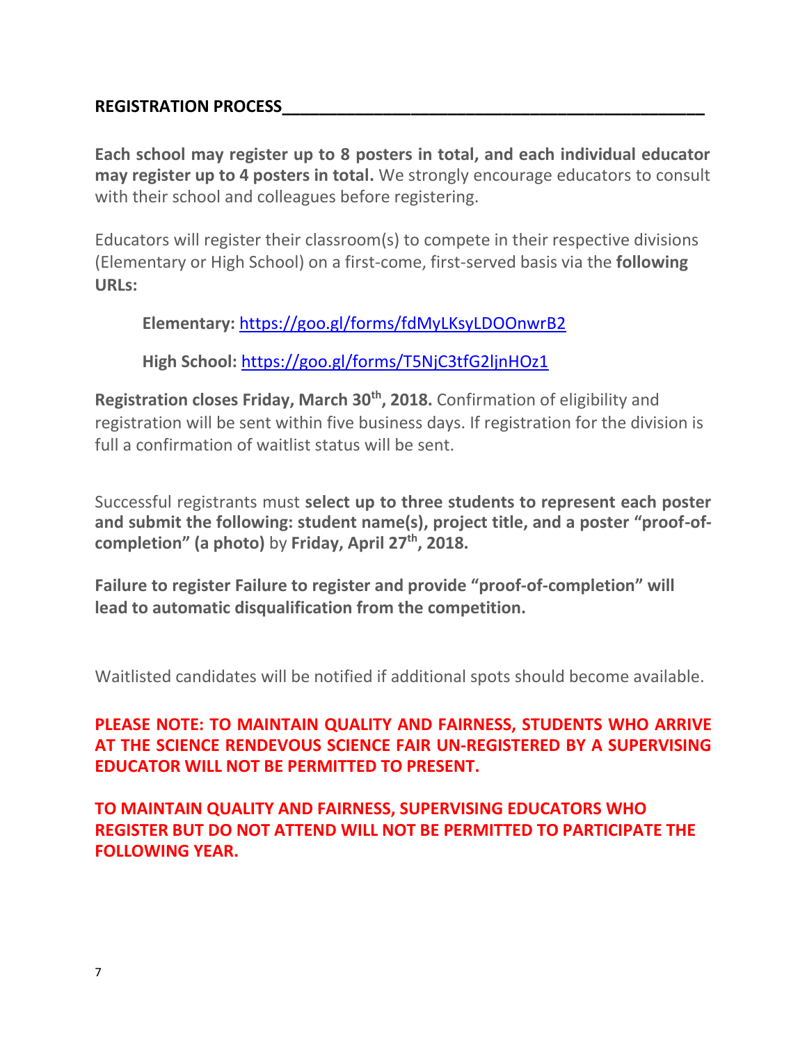## REGISTRATION PROCESS

**Each school may register up to 8 posters in total, and each individual educator may register up to 4 posters in total.** We strongly encourage educators to consult with their school and colleagues before registering.

Educators will register their classroom(s) to compete in their respective divisions (Elementary or High School) on a first-come, first-served basis via the **following URLs:**

> **Elementary:** https://goo.gl/forms/fdMyLKsyLDOOnwrB2
>
> **High School:** https://goo.gl/forms/T5NjC3tfG2ljnHOz1

**Registration closes Friday, March 30th, 2018.** Confirmation of eligibility and registration will be sent within five business days. If registration for the division is full a confirmation of waitlist status will be sent.

Successful registrants must **select up to three students to represent each poster and submit the following: student name(s), project title, and a poster "proof-of-completion" (a photo)** by **Friday, April 27th, 2018.**

**Failure to register Failure to register and provide "proof-of-completion" will lead to automatic disqualification from the competition.**

Waitlisted candidates will be notified if additional spots should become available.

**PLEASE NOTE: TO MAINTAIN QUALITY AND FAIRNESS, STUDENTS WHO ARRIVE AT THE SCIENCE RENDEVOUS SCIENCE FAIR UN-REGISTERED BY A SUPERVISING EDUCATOR WILL NOT BE PERMITTED TO PRESENT.**

**TO MAINTAIN QUALITY AND FAIRNESS, SUPERVISING EDUCATORS WHO REGISTER BUT DO NOT ATTEND WILL NOT BE PERMITTED TO PARTICIPATE THE FOLLOWING YEAR.**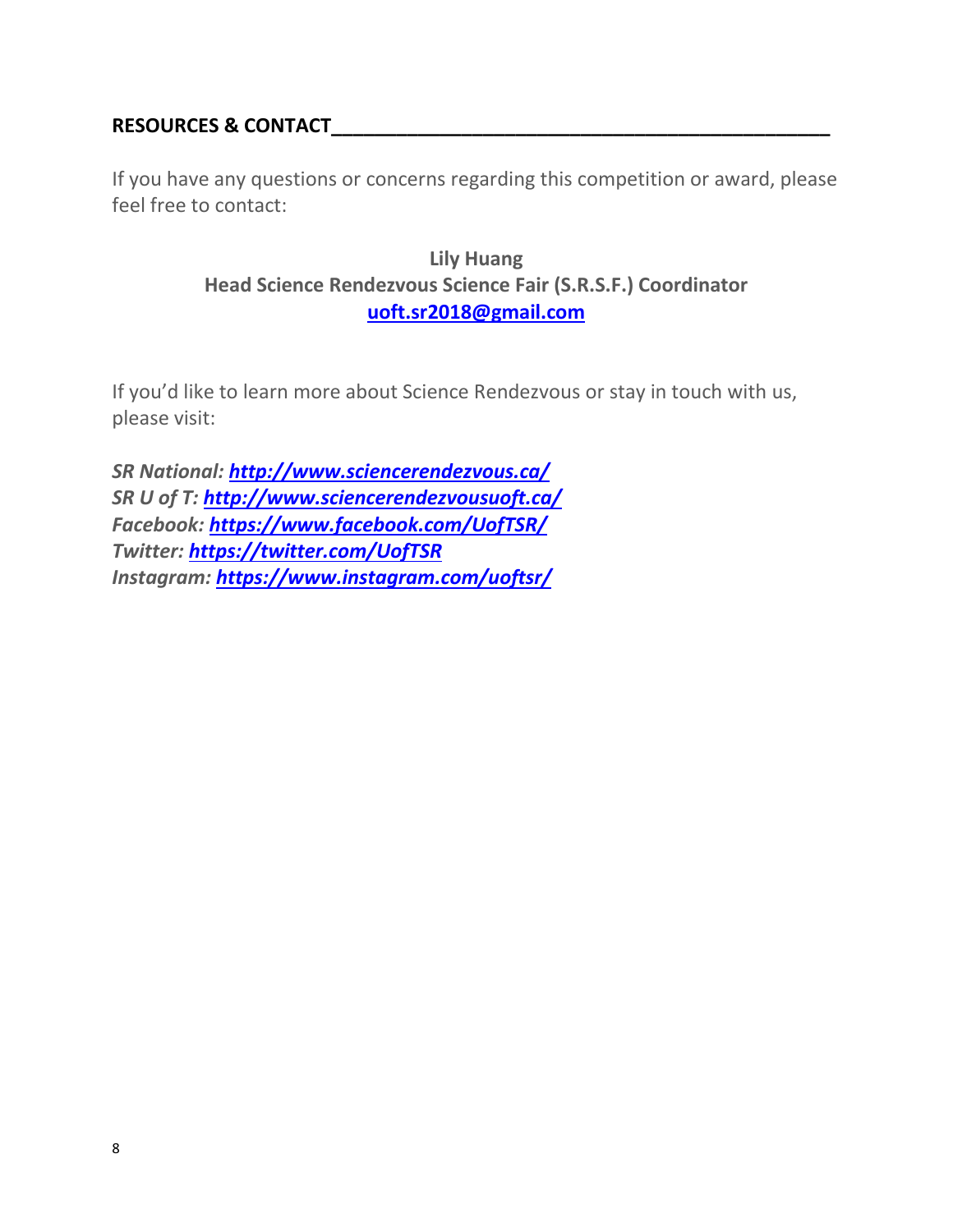## RESOURCES & CONTACT

If you have any questions or concerns regarding this competition or award, please feel free to contact:

**Lily Huang**
**Head Science Rendezvous Science Fair (S.R.S.F.) Coordinator**
**uoft.sr2018@gmail.com**

If you'd like to learn more about Science Rendezvous or stay in touch with us, please visit:

*SR National:* ***http://www.sciencerendezvous.ca/***
*SR U of T:* ***http://www.sciencerendezvousuoft.ca/***
*Facebook:* ***https://www.facebook.com/UofTSR/***
*Twitter:* ***https://twitter.com/UofTSR***
*Instagram:* ***https://www.instagram.com/uoftsr/***